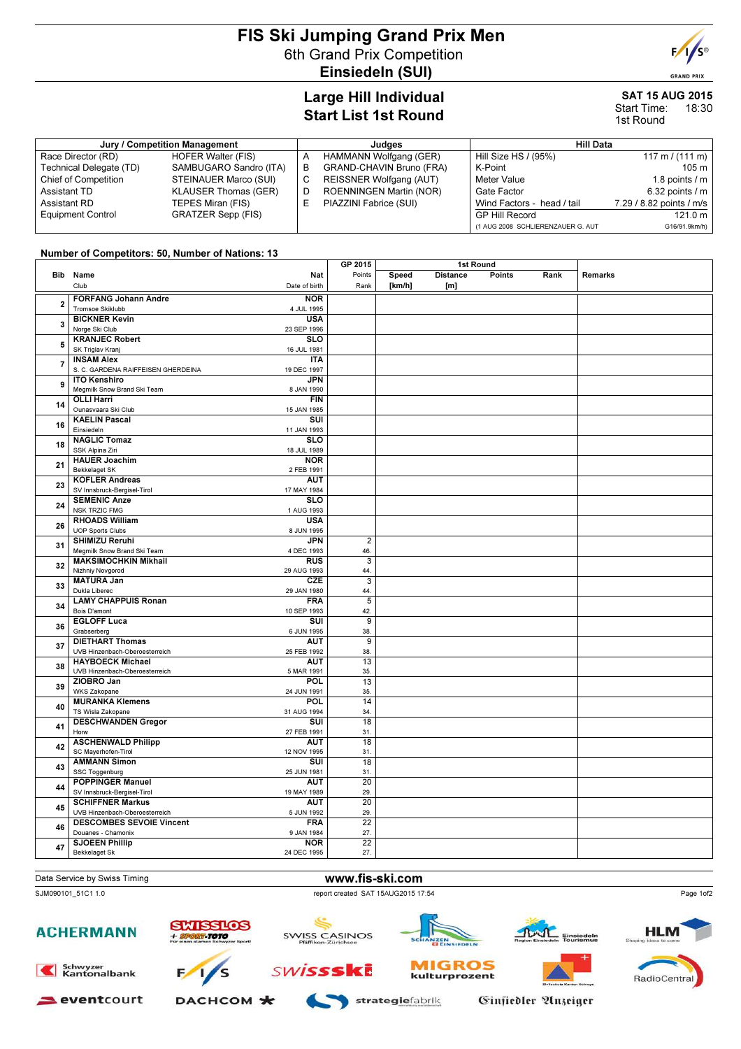# FIS Ski Jumping Grand Prix Men

## 6th Grand Prix Competition

## Einsiedeln (SUI)

### Large Hill Individual
### Start List 1st Round

**SAT 15 AUG 2015**
Start Time: 18:30
1st Round

| Jury / Competition Management | | Judges | | Hill Data | |
|---|---|---|---|---|---|
| Race Director (RD) | HOFER Walter (FIS) | A | HAMMANN Wolfgang (GER) | Hill Size HS / (95%) | 117 m / (111 m) |
| Technical Delegate (TD) | SAMBUGARO Sandro (ITA) | B | GRAND-CHAVIN Bruno (FRA) | K-Point | 105 m |
| Chief of Competition | STEINAUER Marco (SUI) | C | REISSNER Wolfgang (AUT) | Meter Value | 1.8 points / m |
| Assistant TD | KLAUSER Thomas (GER) | D | ROENNINGEN Martin (NOR) | Gate Factor | 6.32 points / m |
| Assistant RD | TEPES Miran (FIS) | E | PIAZZINI Fabrice (SUI) | Wind Factors - head / tail | 7.29 / 8.82 points / m/s |
| Equipment Control | GRATZER Sepp (FIS) | | | GP Hill Record | 121.0 m |
| | | | | (1 AUG 2008 SCHLIERENZAUER G. AUT | G16/91.9km/h) |

**Number of Competitors: 50, Number of Nations: 13**

| Bib | Name / Club | Nat / Date of birth | GP 2015 Points / Rank | Speed [km/h] | Distance [m] | Points | Rank | Remarks |
|---|---|---|---|---|---|---|---|---|
| 2 | **FORFANG Johann Andre**<br>Tromsoe Skiklubb | **NOR**<br>4 JUL 1995 | | | | | | |
| 3 | **BICKNER Kevin**<br>Norge Ski Club | **USA**<br>23 SEP 1996 | | | | | | |
| 5 | **KRANJEC Robert**<br>SK Triglav Kranj | **SLO**<br>16 JUL 1981 | | | | | | |
| 7 | **INSAM Alex**<br>S. C. GARDENA RAIFFEISEN GHERDEINA | **ITA**<br>19 DEC 1997 | | | | | | |
| 9 | **ITO Kenshiro**<br>Megmilk Snow Brand Ski Team | **JPN**<br>8 JAN 1990 | | | | | | |
| 14 | **OLLI Harri**<br>Ounasvaara Ski Club | **FIN**<br>15 JAN 1985 | | | | | | |
| 16 | **KAELIN Pascal**<br>Einsiedeln | **SUI**<br>11 JAN 1993 | | | | | | |
| 18 | **NAGLIC Tomaz**<br>SSK Alpina Ziri | **SLO**<br>18 JUL 1989 | | | | | | |
| 21 | **HAUER Joachim**<br>Bekkelaget SK | **NOR**<br>2 FEB 1991 | | | | | | |
| 23 | **KOFLER Andreas**<br>SV Innsbruck-Bergisel-Tirol | **AUT**<br>17 MAY 1984 | | | | | | |
| 24 | **SEMENIC Anze**<br>NSK TRZIC FMG | **SLO**<br>1 AUG 1993 | | | | | | |
| 26 | **RHOADS William**<br>UOP Sports Clubs | **USA**<br>8 JUN 1995 | | | | | | |
| 31 | **SHIMIZU Reruhi**<br>Megmilk Snow Brand Ski Team | **JPN**<br>4 DEC 1993 | 2<br>46. | | | | | |
| 32 | **MAKSIMOCHKIN Mikhail**<br>Nizhniy Novgorod | **RUS**<br>29 AUG 1993 | 3<br>44. | | | | | |
| 33 | **MATURA Jan**<br>Dukla Liberec | **CZE**<br>29 JAN 1980 | 3<br>44. | | | | | |
| 34 | **LAMY CHAPPUIS Ronan**<br>Bois D'amont | **FRA**<br>10 SEP 1993 | 5<br>42. | | | | | |
| 36 | **EGLOFF Luca**<br>Grabserberg | **SUI**<br>6 JUN 1995 | 9<br>38. | | | | | |
| 37 | **DIETHART Thomas**<br>UVB Hinzenbach-Oberoesterreich | **AUT**<br>25 FEB 1992 | 9<br>38. | | | | | |
| 38 | **HAYBOECK Michael**<br>UVB Hinzenbach-Oberoesterreich | **AUT**<br>5 MAR 1991 | 13<br>35. | | | | | |
| 39 | **ZIOBRO Jan**<br>WKS Zakopane | **POL**<br>24 JUN 1991 | 13<br>35. | | | | | |
| 40 | **MURANKA Klemens**<br>TS Wisla Zakopane | **POL**<br>31 AUG 1994 | 14<br>34. | | | | | |
| 41 | **DESCHWANDEN Gregor**<br>Horw | **SUI**<br>27 FEB 1991 | 18<br>31. | | | | | |
| 42 | **ASCHENWALD Philipp**<br>SC Mayerhofen-Tirol | **AUT**<br>12 NOV 1995 | 18<br>31. | | | | | |
| 43 | **AMMANN Simon**<br>SSC Toggenburg | **SUI**<br>25 JUN 1981 | 18<br>31. | | | | | |
| 44 | **POPPINGER Manuel**<br>SV Innsbruck-Bergisel-Tirol | **AUT**<br>19 MAY 1989 | 20<br>29. | | | | | |
| 45 | **SCHIFFNER Markus**<br>UVB Hinzenbach-Oberoesterreich | **AUT**<br>5 JUN 1992 | 20<br>29. | | | | | |
| 46 | **DESCOMBES SEVOIE Vincent**<br>Douanes - Chamonix | **FRA**<br>9 JAN 1984 | 22<br>27. | | | | | |
| 47 | **SJOEEN Phillip**<br>Bekkelaget Sk | **NOR**<br>24 DEC 1995 | 22<br>27. | | | | | |

Data Service by Swiss Timing — www.fis-ski.com

SJM090101_51C1 1.0 — report created SAT 15AUG2015 17:54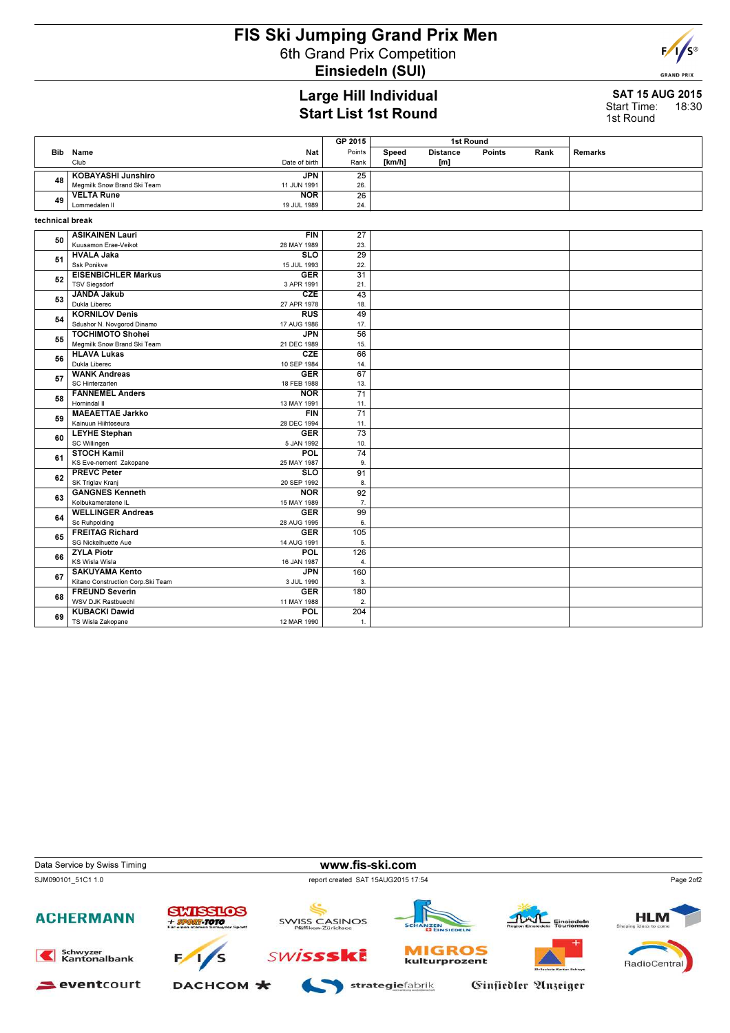# FIS Ski Jumping Grand Prix Men

## 6th Grand Prix Competition

## Einsiedeln (SUI)

### Large Hill Individual
### Start List 1st Round

**SAT 15 AUG 2015**
Start Time: 18:30
1st Round

| Bib | Name / Club | Nat / Date of birth | GP 2015 Points / Rank | 1st Round Speed [km/h] | Distance [m] | Points | Rank | Remarks |
|---|---|---|---|---|---|---|---|---|
| 48 | **KOBAYASHI Junshiro** Megmilk Snow Brand Ski Team | **JPN** 11 JUN 1991 | 25 26. | | | | | |
| 49 | **VELTA Rune** Lommedalen Il | **NOR** 19 JUL 1989 | 26 24. | | | | | |
| technical break | | | | | | | | |
| 50 | **ASIKAINEN Lauri** Kuusamon Erae-Veikot | **FIN** 28 MAY 1989 | 27 23. | | | | | |
| 51 | **HVALA Jaka** Ssk Ponikve | **SLO** 15 JUL 1993 | 29 22. | | | | | |
| 52 | **EISENBICHLER Markus** TSV Siegsdorf | **GER** 3 APR 1991 | 31 21. | | | | | |
| 53 | **JANDA Jakub** Dukla Liberec | **CZE** 27 APR 1978 | 43 18. | | | | | |
| 54 | **KORNILOV Denis** Sdushor N. Novgorod Dinamo | **RUS** 17 AUG 1986 | 49 17. | | | | | |
| 55 | **TOCHIMOTO Shohei** Megmilk Snow Brand Ski Team | **JPN** 21 DEC 1989 | 56 15. | | | | | |
| 56 | **HLAVA Lukas** Dukla Liberec | **CZE** 10 SEP 1984 | 66 14. | | | | | |
| 57 | **WANK Andreas** SC Hinterzarten | **GER** 18 FEB 1988 | 67 13. | | | | | |
| 58 | **FANNEMEL Anders** Hornindal Il | **NOR** 13 MAY 1991 | 71 11. | | | | | |
| 59 | **MAEAETTAE Jarkko** Kainuun Hiihtoseura | **FIN** 28 DEC 1994 | 71 11. | | | | | |
| 60 | **LEYHE Stephan** SC Willingen | **GER** 5 JAN 1992 | 73 10. | | | | | |
| 61 | **STOCH Kamil** KS Eve-nement Zakopane | **POL** 25 MAY 1987 | 74 9. | | | | | |
| 62 | **PREVC Peter** SK Triglav Kranj | **SLO** 20 SEP 1992 | 91 8. | | | | | |
| 63 | **GANGNES Kenneth** Kolbukameratene IL | **NOR** 15 MAY 1989 | 92 7. | | | | | |
| 64 | **WELLINGER Andreas** Sc Ruhpolding | **GER** 28 AUG 1995 | 99 6. | | | | | |
| 65 | **FREITAG Richard** SG Nickelhuette Aue | **GER** 14 AUG 1991 | 105 5. | | | | | |
| 66 | **ZYLA Piotr** KS Wisla Wisla | **POL** 16 JAN 1987 | 126 4. | | | | | |
| 67 | **SAKUYAMA Kento** Kitano Construction Corp.Ski Team | **JPN** 3 JUL 1990 | 160 3. | | | | | |
| 68 | **FREUND Severin** WSV DJK Rastbuechl | **GER** 11 MAY 1988 | 180 2. | | | | | |
| 69 | **KUBACKI Dawid** TS Wisla Zakopane | **POL** 12 MAR 1990 | 204 1. | | | | | |

Data Service by Swiss Timing — www.fis-ski.com

SJM090101_51C1 1.0 — report created SAT 15AUG2015 17:54